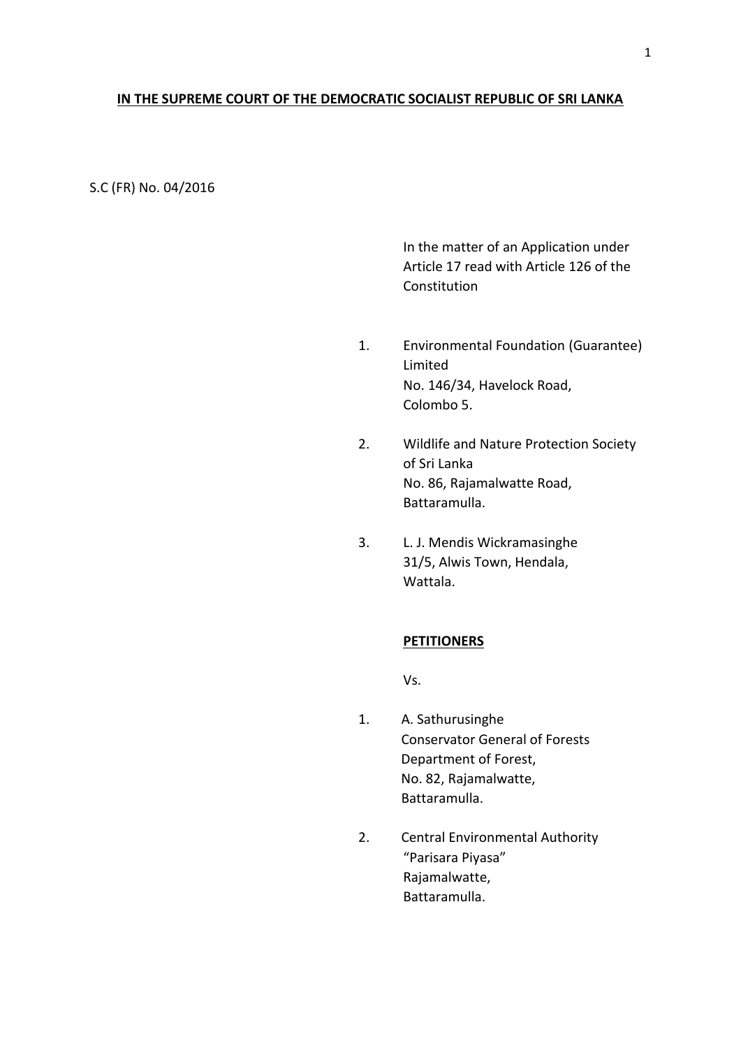**IN THE SUPREME COURT OF THE DEMOCRATIC SOCIALIST REPUBLIC OF SRI LANKA**

S.C (FR) No. 04/2016

In the matter of an Application under Article 17 read with Article 126 of the Constitution

1. Environmental Foundation (Guarantee) Limited
   No. 146/34, Havelock Road,
   Colombo 5.

2. Wildlife and Nature Protection Society of Sri Lanka
   No. 86, Rajamalwatte Road,
   Battaramulla.

3. L. J. Mendis Wickramasinghe
   31/5, Alwis Town, Hendala,
   Wattala.

**PETITIONERS**

Vs.

1. A. Sathurusinghe
   Conservator General of Forests
   Department of Forest,
   No. 82, Rajamalwatte,
   Battaramulla.

2. Central Environmental Authority
   "Parisara Piyasa"
   Rajamalwatte,
   Battaramulla.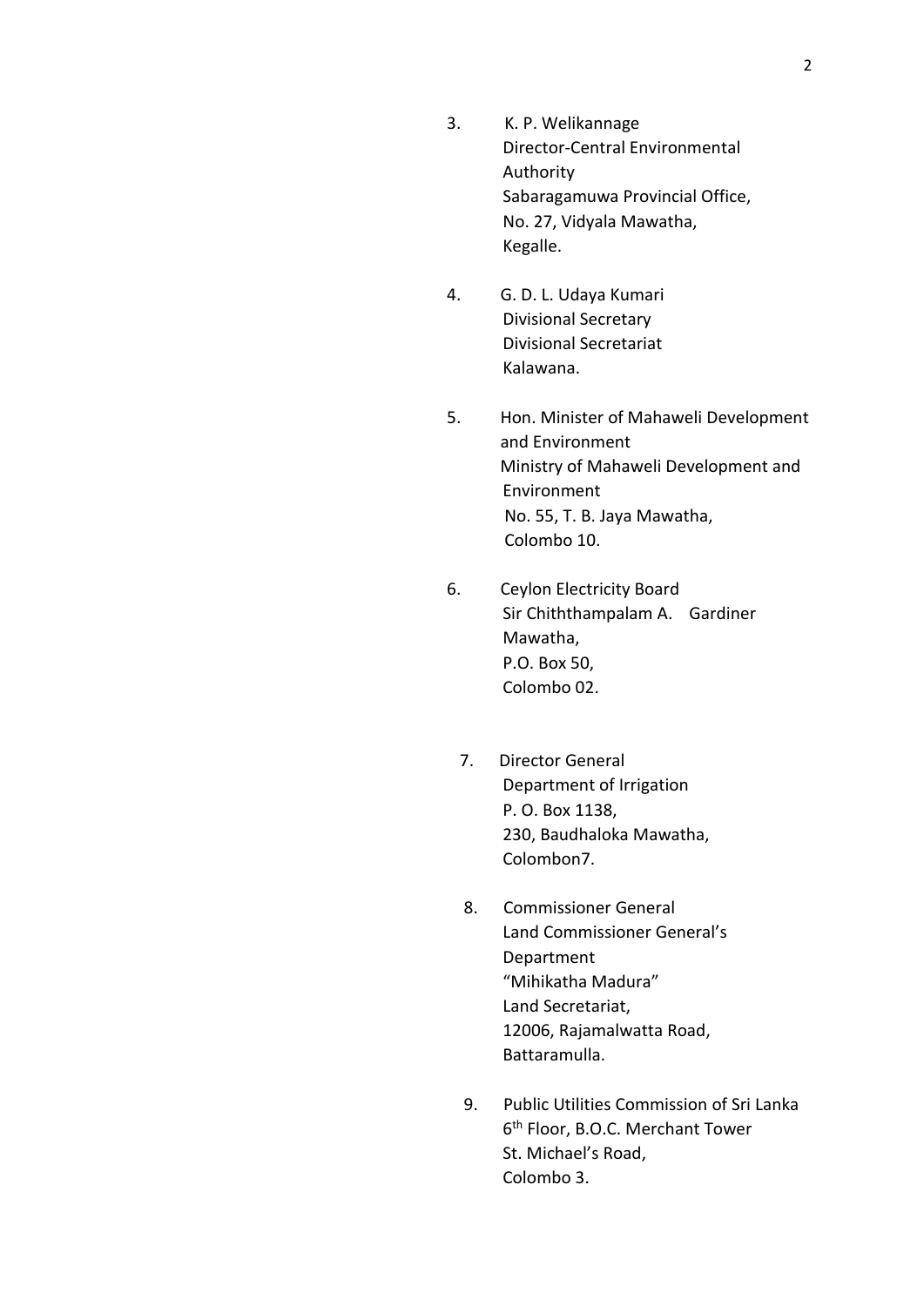3. K. P. Welikannage
   Director-Central Environmental Authority
   Sabaragamuwa Provincial Office,
   No. 27, Vidyala Mawatha,
   Kegalle.

4. G. D. L. Udaya Kumari
   Divisional Secretary
   Divisional Secretariat
   Kalawana.

5. Hon. Minister of Mahaweli Development and Environment
   Ministry of Mahaweli Development and Environment
   No. 55, T. B. Jaya Mawatha,
   Colombo 10.

6. Ceylon Electricity Board
   Sir Chiththampalam A. Gardiner Mawatha,
   P.O. Box 50,
   Colombo 02.

7. Director General
   Department of Irrigation
   P. O. Box 1138,
   230, Baudhaloka Mawatha,
   Colombon7.

8. Commissioner General
   Land Commissioner General's Department
   "Mihikatha Madura"
   Land Secretariat,
   12006, Rajamalwatta Road,
   Battaramulla.

9. Public Utilities Commission of Sri Lanka
   6th Floor, B.O.C. Merchant Tower
   St. Michael's Road,
   Colombo 3.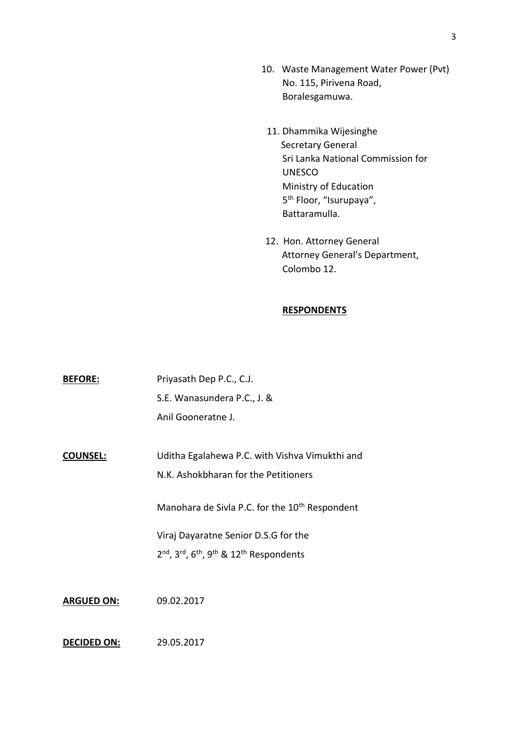10. Waste Management Water Power (Pvt)
    No. 115, Pirivena Road,
    Boralesgamuwa.

11. Dhammika Wijesinghe
    Secretary General
    Sri Lanka National Commission for UNESCO
    Ministry of Education
    5th Floor, "Isurupaya",
    Battaramulla.

12. Hon. Attorney General
    Attorney General's Department,
    Colombo 12.

**RESPONDENTS**

**BEFORE:** Priyasath Dep P.C., C.J.
S.E. Wanasundera P.C., J. &
Anil Gooneratne J.

**COUNSEL:** Uditha Egalahewa P.C. with Vishva Vimukthi and N.K. Ashokbharan for the Petitioners

Manohara de Sivla P.C. for the 10th Respondent

Viraj Dayaratne Senior D.S.G for the 2nd, 3rd, 6th, 9th & 12th Respondents

**ARGUED ON:** 09.02.2017

**DECIDED ON:** 29.05.2017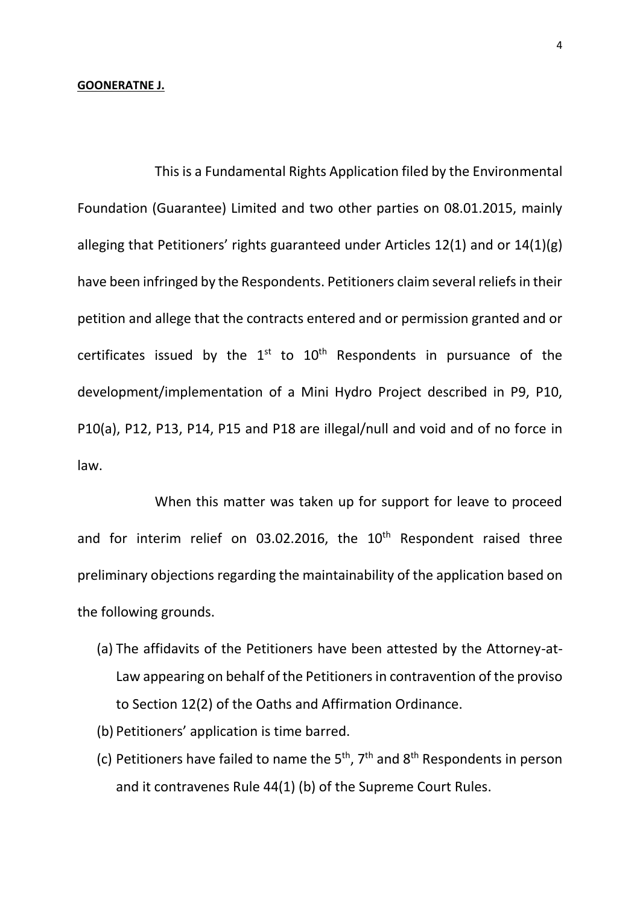**GOONERATNE J.**

This is a Fundamental Rights Application filed by the Environmental Foundation (Guarantee) Limited and two other parties on 08.01.2015, mainly alleging that Petitioners' rights guaranteed under Articles 12(1) and or 14(1)(g) have been infringed by the Respondents. Petitioners claim several reliefs in their petition and allege that the contracts entered and or permission granted and or certificates issued by the 1st to 10th Respondents in pursuance of the development/implementation of a Mini Hydro Project described in P9, P10, P10(a), P12, P13, P14, P15 and P18 are illegal/null and void and of no force in law.

When this matter was taken up for support for leave to proceed and for interim relief on 03.02.2016, the 10th Respondent raised three preliminary objections regarding the maintainability of the application based on the following grounds.

(a) The affidavits of the Petitioners have been attested by the Attorney-at-Law appearing on behalf of the Petitioners in contravention of the proviso to Section 12(2) of the Oaths and Affirmation Ordinance.

(b) Petitioners' application is time barred.

(c) Petitioners have failed to name the 5th, 7th and 8th Respondents in person and it contravenes Rule 44(1) (b) of the Supreme Court Rules.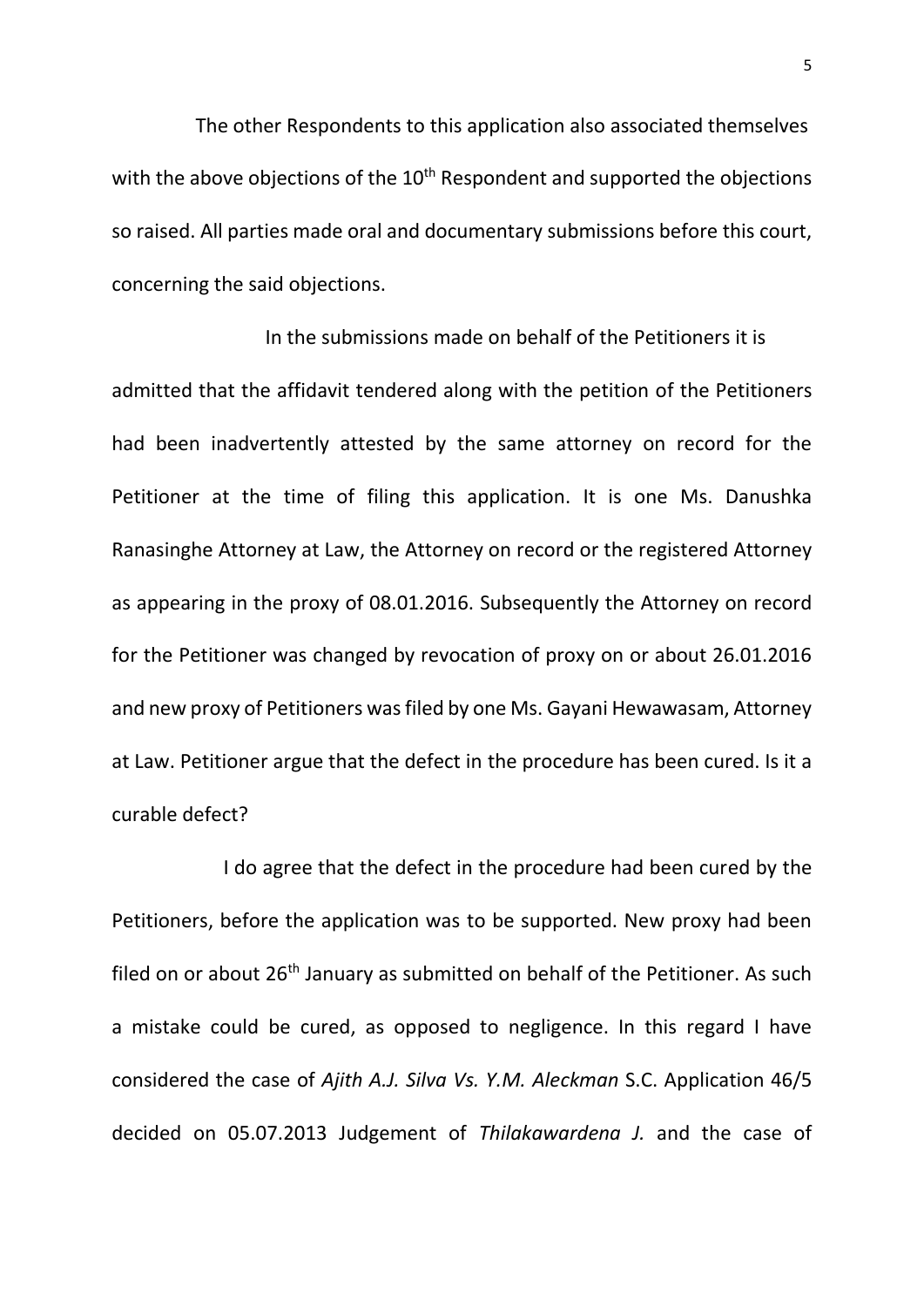The other Respondents to this application also associated themselves with the above objections of the 10th Respondent and supported the objections so raised. All parties made oral and documentary submissions before this court, concerning the said objections.

In the submissions made on behalf of the Petitioners it is admitted that the affidavit tendered along with the petition of the Petitioners had been inadvertently attested by the same attorney on record for the Petitioner at the time of filing this application. It is one Ms. Danushka Ranasinghe Attorney at Law, the Attorney on record or the registered Attorney as appearing in the proxy of 08.01.2016. Subsequently the Attorney on record for the Petitioner was changed by revocation of proxy on or about 26.01.2016 and new proxy of Petitioners was filed by one Ms. Gayani Hewawasam, Attorney at Law. Petitioner argue that the defect in the procedure has been cured. Is it a curable defect?

I do agree that the defect in the procedure had been cured by the Petitioners, before the application was to be supported. New proxy had been filed on or about 26th January as submitted on behalf of the Petitioner. As such a mistake could be cured, as opposed to negligence. In this regard I have considered the case of *Ajith A.J. Silva Vs. Y.M. Aleckman* S.C. Application 46/5 decided on 05.07.2013 Judgement of *Thilakawardena J.* and the case of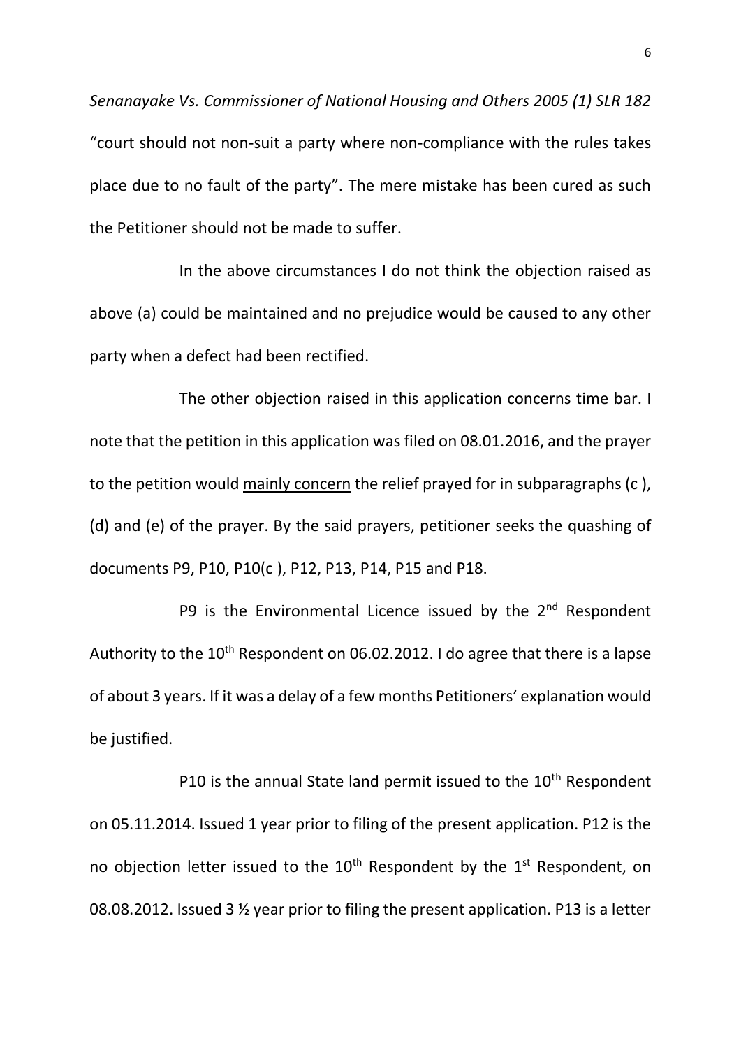*Senanayake Vs. Commissioner of National Housing and Others 2005 (1) SLR 182* "court should not non-suit a party where non-compliance with the rules takes place due to no fault <u>of the party</u>". The mere mistake has been cured as such the Petitioner should not be made to suffer.

In the above circumstances I do not think the objection raised as above (a) could be maintained and no prejudice would be caused to any other party when a defect had been rectified.

The other objection raised in this application concerns time bar. I note that the petition in this application was filed on 08.01.2016, and the prayer to the petition would <u>mainly concern</u> the relief prayed for in subparagraphs (c ), (d) and (e) of the prayer. By the said prayers, petitioner seeks the <u>quashing</u> of documents P9, P10, P10(c ), P12, P13, P14, P15 and P18.

P9 is the Environmental Licence issued by the 2nd Respondent Authority to the 10th Respondent on 06.02.2012. I do agree that there is a lapse of about 3 years. If it was a delay of a few months Petitioners' explanation would be justified.

P10 is the annual State land permit issued to the 10th Respondent on 05.11.2014. Issued 1 year prior to filing of the present application. P12 is the no objection letter issued to the 10th Respondent by the 1st Respondent, on 08.08.2012. Issued 3 ½ year prior to filing the present application. P13 is a letter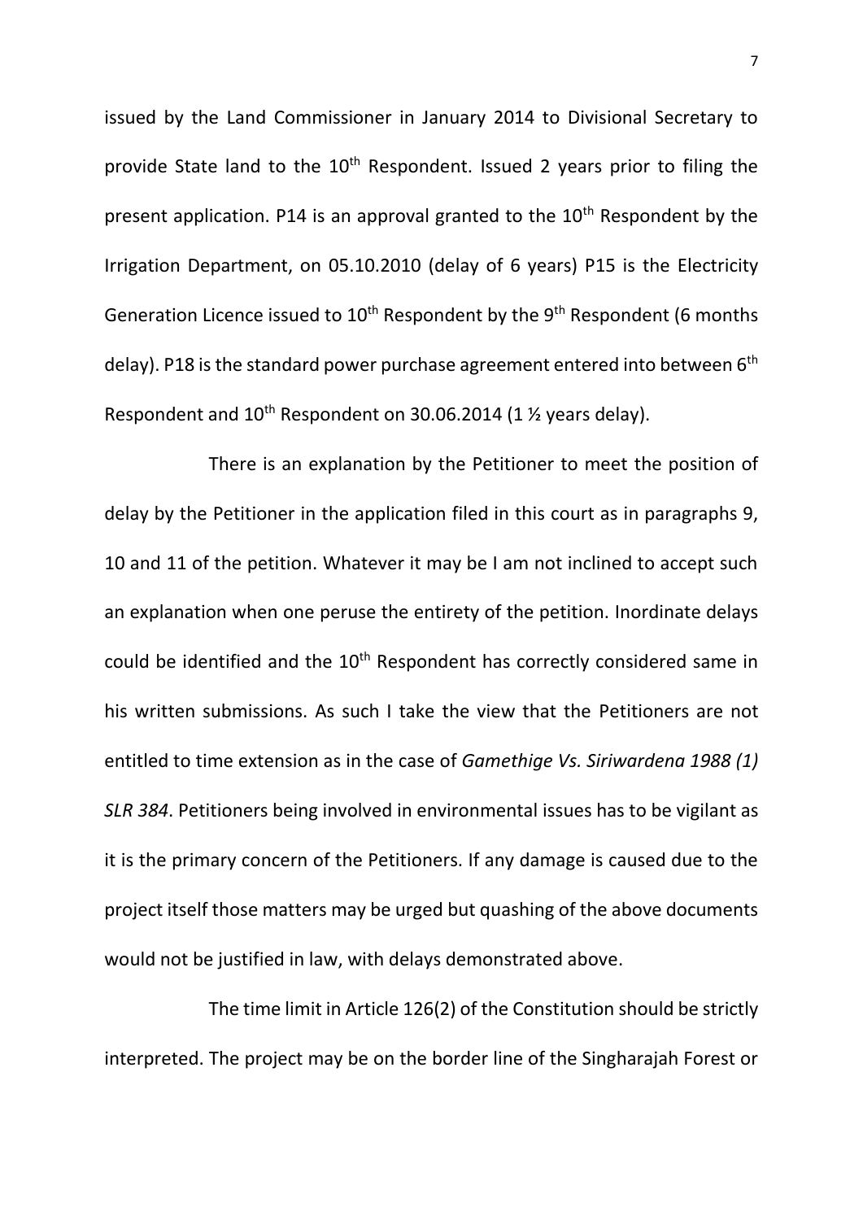issued by the Land Commissioner in January 2014 to Divisional Secretary to provide State land to the 10th Respondent. Issued 2 years prior to filing the present application. P14 is an approval granted to the 10th Respondent by the Irrigation Department, on 05.10.2010 (delay of 6 years) P15 is the Electricity Generation Licence issued to 10th Respondent by the 9th Respondent (6 months delay). P18 is the standard power purchase agreement entered into between 6th Respondent and 10th Respondent on 30.06.2014 (1 ½ years delay).

There is an explanation by the Petitioner to meet the position of delay by the Petitioner in the application filed in this court as in paragraphs 9, 10 and 11 of the petition. Whatever it may be I am not inclined to accept such an explanation when one peruse the entirety of the petition. Inordinate delays could be identified and the 10th Respondent has correctly considered same in his written submissions. As such I take the view that the Petitioners are not entitled to time extension as in the case of *Gamethige Vs. Siriwardena 1988 (1) SLR 384*. Petitioners being involved in environmental issues has to be vigilant as it is the primary concern of the Petitioners. If any damage is caused due to the project itself those matters may be urged but quashing of the above documents would not be justified in law, with delays demonstrated above.

The time limit in Article 126(2) of the Constitution should be strictly interpreted. The project may be on the border line of the Singharajah Forest or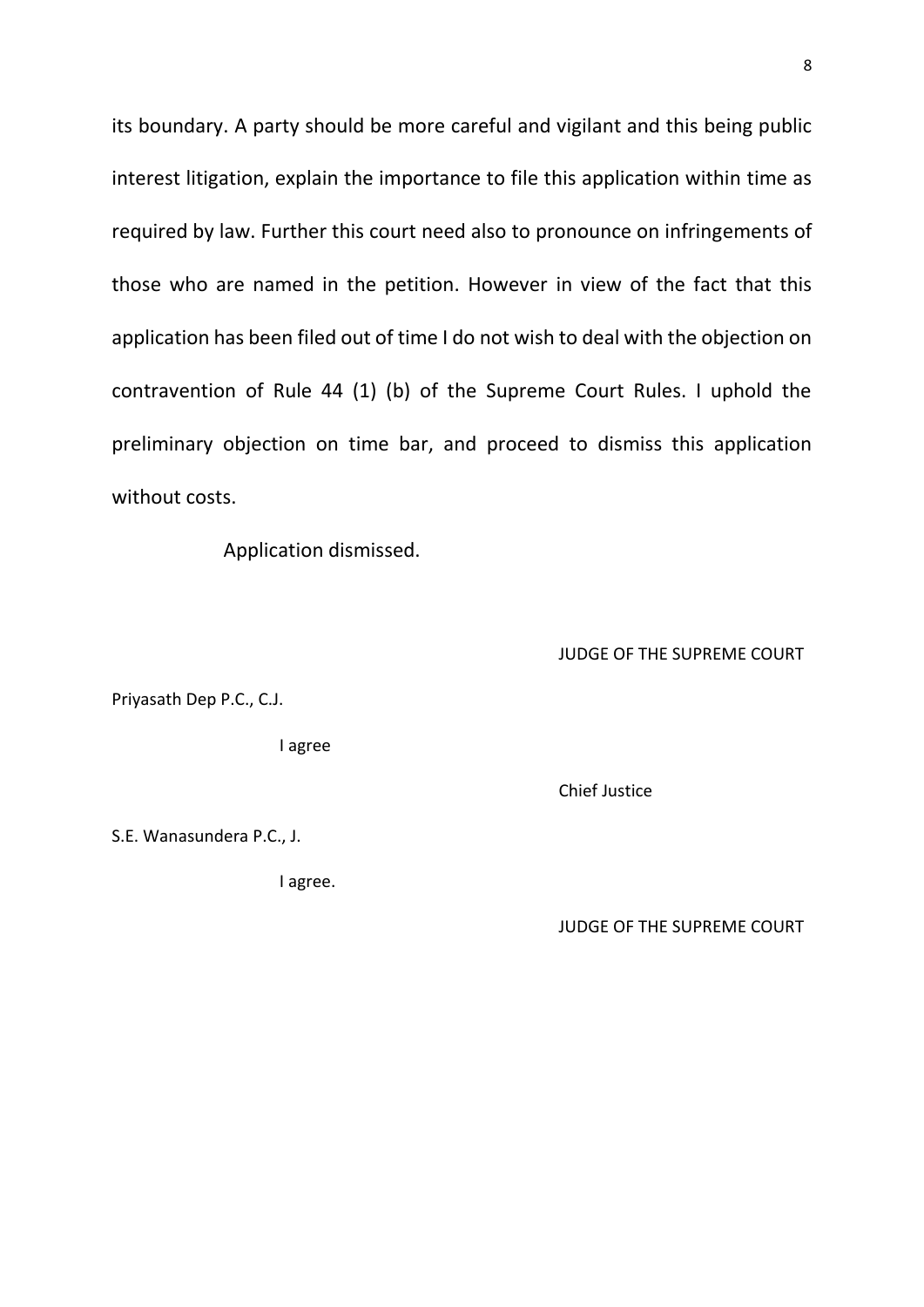its boundary. A party should be more careful and vigilant and this being public interest litigation, explain the importance to file this application within time as required by law. Further this court need also to pronounce on infringements of those who are named in the petition. However in view of the fact that this application has been filed out of time I do not wish to deal with the objection on contravention of Rule 44 (1) (b) of the Supreme Court Rules. I uphold the preliminary objection on time bar, and proceed to dismiss this application without costs.

Application dismissed.

JUDGE OF THE SUPREME COURT

Priyasath Dep P.C., C.J.

I agree

Chief Justice

S.E. Wanasundera P.C., J.

I agree.

JUDGE OF THE SUPREME COURT